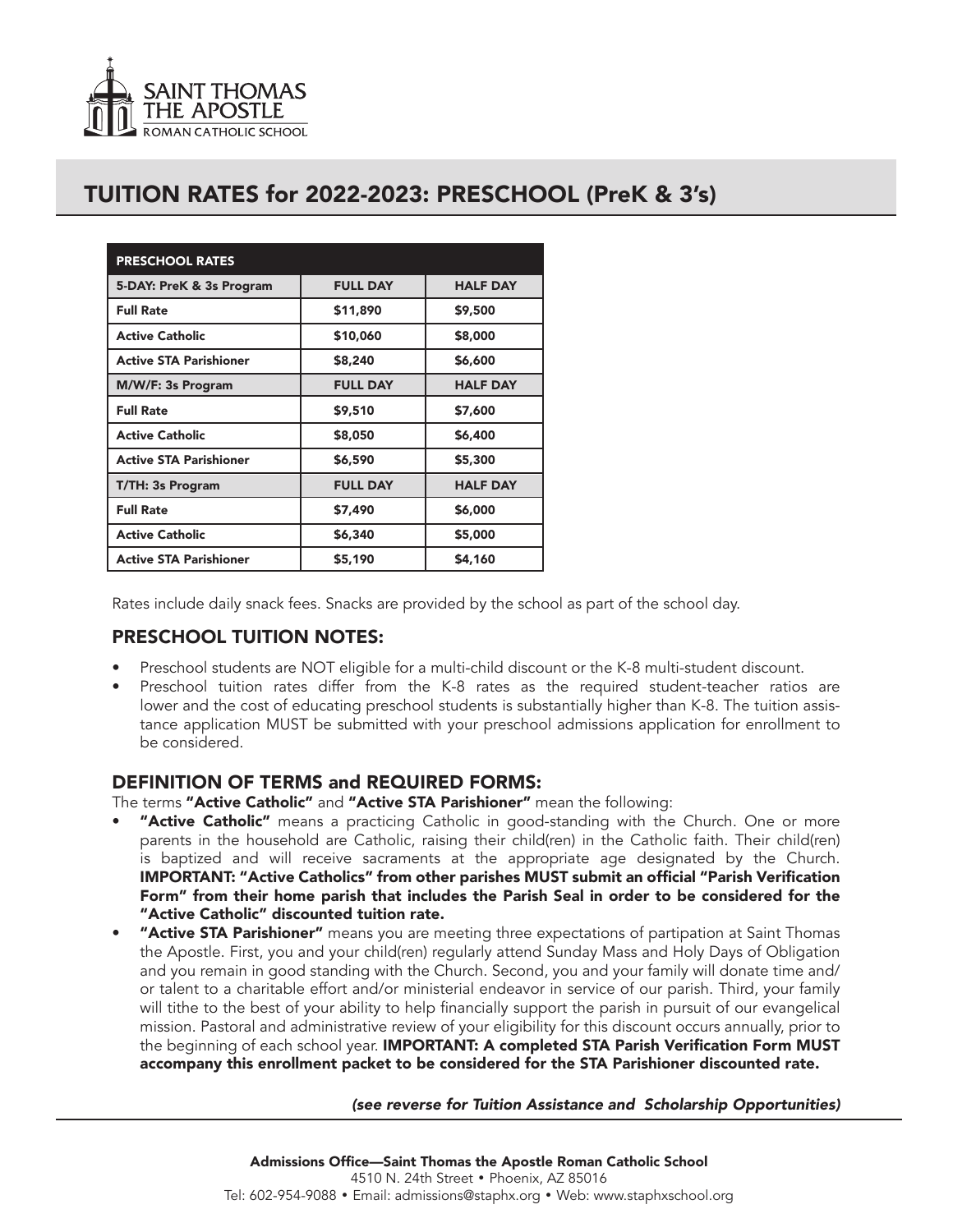SAINT THOMAS THE APOSTLE
ROMAN CATHOLIC SCHOOL

# TUITION RATES for 2022-2023: PRESCHOOL (PreK & 3's)

| PRESCHOOL RATES | | |
|---|---|---|
| **5-DAY: PreK & 3s Program** | **FULL DAY** | **HALF DAY** |
| **Full Rate** | **$11,890** | **$9,500** |
| **Active Catholic** | **$10,060** | **$8,000** |
| **Active STA Parishioner** | **$8,240** | **$6,600** |
| **M/W/F: 3s Program** | **FULL DAY** | **HALF DAY** |
| **Full Rate** | **$9,510** | **$7,600** |
| **Active Catholic** | **$8,050** | **$6,400** |
| **Active STA Parishioner** | **$6,590** | **$5,300** |
| **T/TH: 3s Program** | **FULL DAY** | **HALF DAY** |
| **Full Rate** | **$7,490** | **$6,000** |
| **Active Catholic** | **$6,340** | **$5,000** |
| **Active STA Parishioner** | **$5,190** | **$4,160** |

Rates include daily snack fees. Snacks are provided by the school as part of the school day.

## PRESCHOOL TUITION NOTES:

- Preschool students are NOT eligible for a multi-child discount or the K-8 multi-student discount.
- Preschool tuition rates differ from the K-8 rates as the required student-teacher ratios are lower and the cost of educating preschool students is substantially higher than K-8. The tuition assistance application MUST be submitted with your preschool admissions application for enrollment to be considered.

## DEFINITION OF TERMS and REQUIRED FORMS:

The terms **"Active Catholic"** and **"Active STA Parishioner"** mean the following:

- **"Active Catholic"** means a practicing Catholic in good-standing with the Church. One or more parents in the household are Catholic, raising their child(ren) in the Catholic faith. Their child(ren) is baptized and will receive sacraments at the appropriate age designated by the Church. **IMPORTANT: "Active Catholics" from other parishes MUST submit an official "Parish Verification Form" from their home parish that includes the Parish Seal in order to be considered for the "Active Catholic" discounted tuition rate.**
- **"Active STA Parishioner"** means you are meeting three expectations of partipation at Saint Thomas the Apostle. First, you and your child(ren) regularly attend Sunday Mass and Holy Days of Obligation and you remain in good standing with the Church. Second, you and your family will donate time and/or talent to a charitable effort and/or ministerial endeavor in service of our parish. Third, your family will tithe to the best of your ability to help financially support the parish in pursuit of our evangelical mission. Pastoral and administrative review of your eligibility for this discount occurs annually, prior to the beginning of each school year. **IMPORTANT: A completed STA Parish Verification Form MUST accompany this enrollment packet to be considered for the STA Parishioner discounted rate.**

***(see reverse for Tuition Assistance and Scholarship Opportunities)***

**Admissions Office—Saint Thomas the Apostle Roman Catholic School**
4510 N. 24th Street • Phoenix, AZ 85016
Tel: 602-954-9088 • Email: admissions@staphx.org • Web: www.staphxschool.org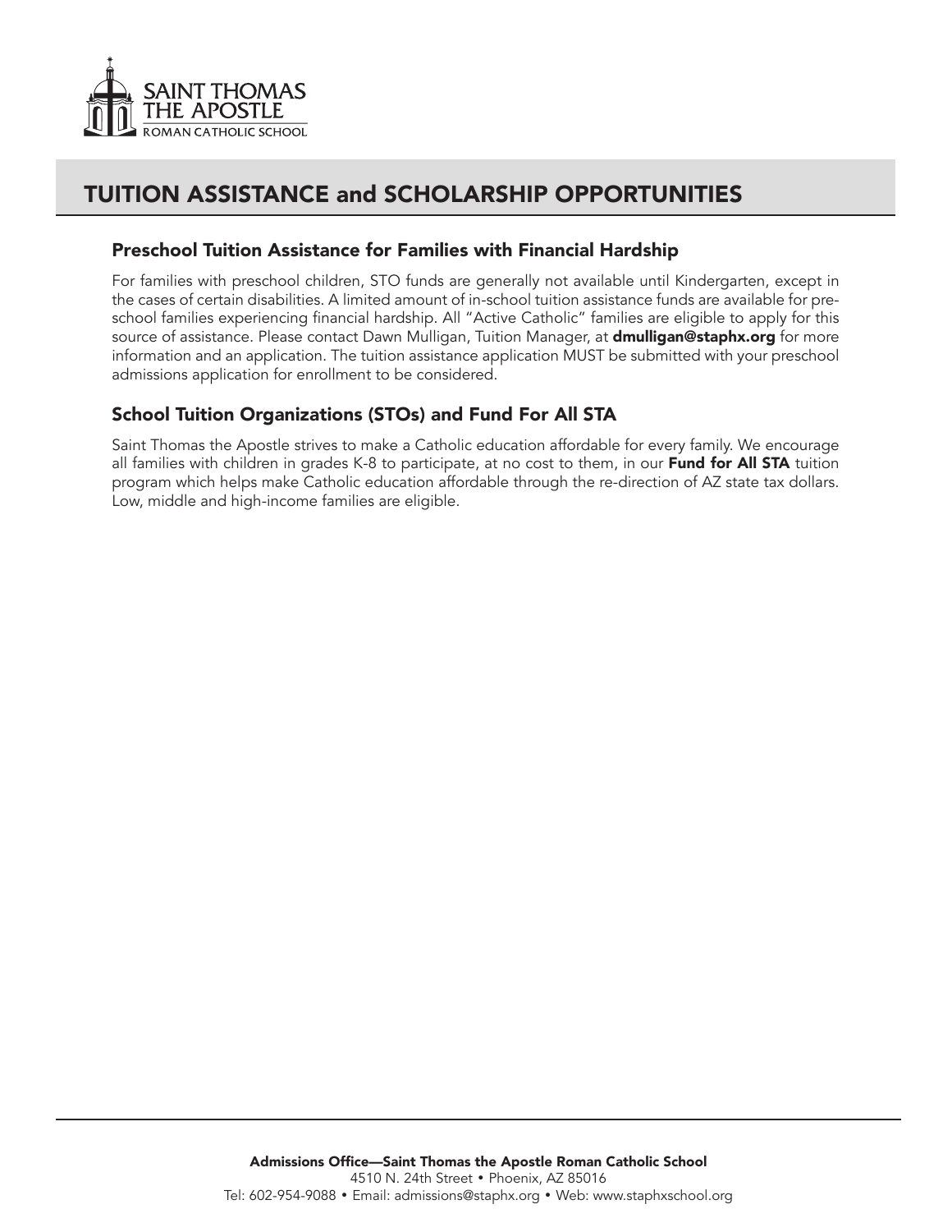# TUITION ASSISTANCE and SCHOLARSHIP OPPORTUNITIES

## Preschool Tuition Assistance for Families with Financial Hardship

For families with preschool children, STO funds are generally not available until Kindergarten, except in the cases of certain disabilities. A limited amount of in-school tuition assistance funds are available for preschool families experiencing financial hardship. All "Active Catholic" families are eligible to apply for this source of assistance. Please contact Dawn Mulligan, Tuition Manager, at **dmulligan@staphx.org** for more information and an application. The tuition assistance application MUST be submitted with your preschool admissions application for enrollment to be considered.

## School Tuition Organizations (STOs) and Fund For All STA

Saint Thomas the Apostle strives to make a Catholic education affordable for every family. We encourage all families with children in grades K-8 to participate, at no cost to them, in our **Fund for All STA** tuition program which helps make Catholic education affordable through the re-direction of AZ state tax dollars. Low, middle and high-income families are eligible.

**Admissions Office—Saint Thomas the Apostle Roman Catholic School**
4510 N. 24th Street • Phoenix, AZ 85016
Tel: 602-954-9088 • Email: admissions@staphx.org • Web: www.staphxschool.org